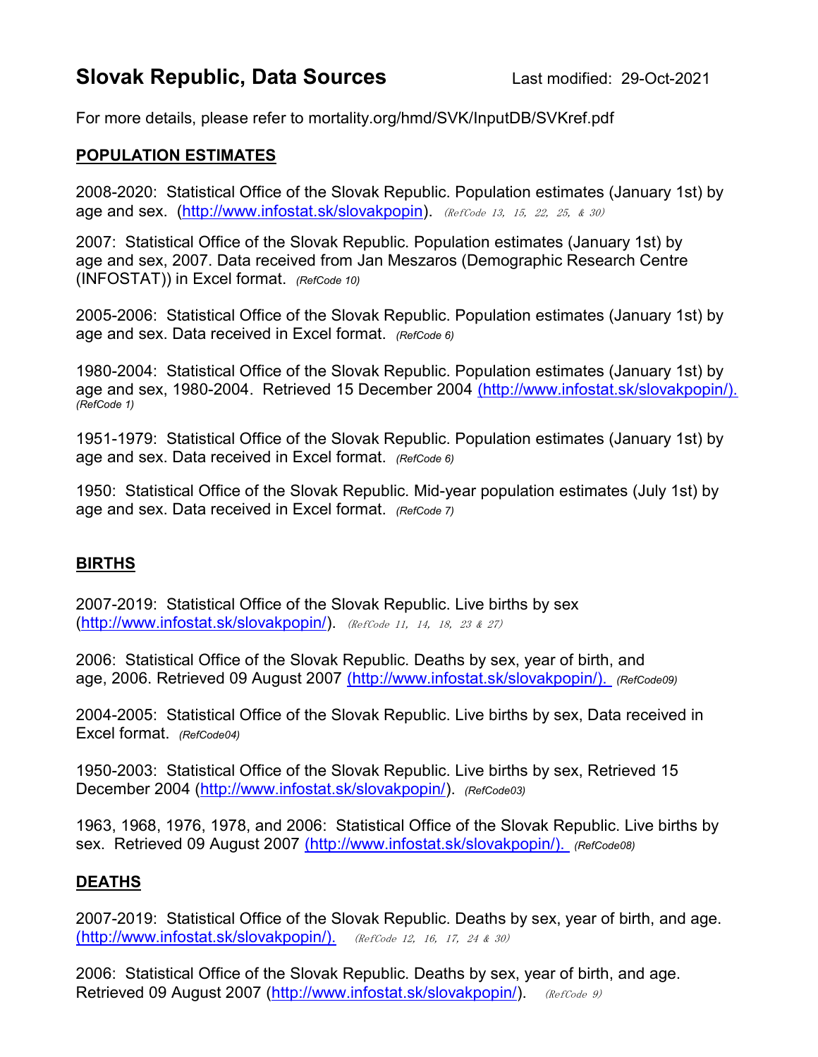# Slovak Republic, Data Sources

Last modified: 29-Oct-2021

For more details, please refer to mortality.org/hmd/SVK/InputDB/SVKref.pdf

## POPULATION ESTIMATES

2008-2020: Statistical Office of the Slovak Republic. Population estimates (January 1st) by age and sex. (http://www.infostat.sk/slovakpopin). *(RefCode 13, 15, 22, 25, & 30)*

2007: Statistical Office of the Slovak Republic. Population estimates (January 1st) by age and sex, 2007. Data received from Jan Meszaros (Demographic Research Centre (INFOSTAT)) in Excel format. *(RefCode 10)*

2005-2006: Statistical Office of the Slovak Republic. Population estimates (January 1st) by age and sex. Data received in Excel format. *(RefCode 6)*

1980-2004: Statistical Office of the Slovak Republic. Population estimates (January 1st) by age and sex, 1980-2004. Retrieved 15 December 2004 (http://www.infostat.sk/slovakpopin/). *(RefCode 1)*

1951-1979: Statistical Office of the Slovak Republic. Population estimates (January 1st) by age and sex. Data received in Excel format. *(RefCode 6)*

1950: Statistical Office of the Slovak Republic. Mid-year population estimates (July 1st) by age and sex. Data received in Excel format. *(RefCode 7)*

## BIRTHS

2007-2019: Statistical Office of the Slovak Republic. Live births by sex (http://www.infostat.sk/slovakpopin/). *(RefCode 11, 14, 18, 23 & 27)*

2006: Statistical Office of the Slovak Republic. Deaths by sex, year of birth, and age, 2006. Retrieved 09 August 2007 (http://www.infostat.sk/slovakpopin/). *(RefCode09)*

2004-2005: Statistical Office of the Slovak Republic. Live births by sex, Data received in Excel format. *(RefCode04)*

1950-2003: Statistical Office of the Slovak Republic. Live births by sex, Retrieved 15 December 2004 (http://www.infostat.sk/slovakpopin/). *(RefCode03)*

1963, 1968, 1976, 1978, and 2006: Statistical Office of the Slovak Republic. Live births by sex. Retrieved 09 August 2007 (http://www.infostat.sk/slovakpopin/). *(RefCode08)*

## DEATHS

2007-2019: Statistical Office of the Slovak Republic. Deaths by sex, year of birth, and age. (http://www.infostat.sk/slovakpopin/). *(RefCode 12, 16, 17, 24 & 30)*

2006: Statistical Office of the Slovak Republic. Deaths by sex, year of birth, and age. Retrieved 09 August 2007 (http://www.infostat.sk/slovakpopin/). *(RefCode 9)*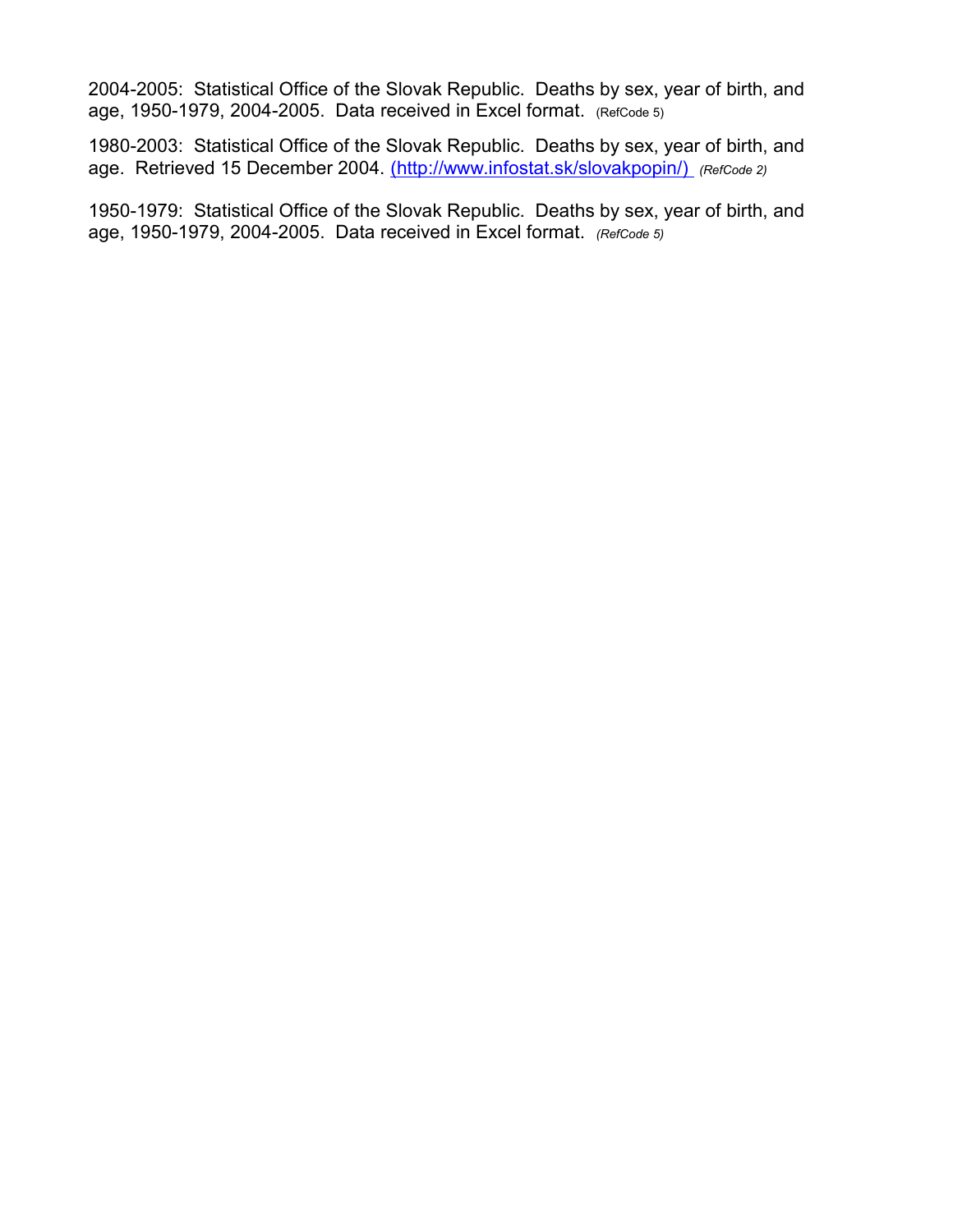2004-2005: Statistical Office of the Slovak Republic. Deaths by sex, year of birth, and age, 1950-1979, 2004-2005. Data received in Excel format. (RefCode 5)

1980-2003: Statistical Office of the Slovak Republic. Deaths by sex, year of birth, and age. Retrieved 15 December 2004. (http://www.infostat.sk/slovakpopin/) *(RefCode 2)*

1950-1979: Statistical Office of the Slovak Republic. Deaths by sex, year of birth, and age, 1950-1979, 2004-2005. Data received in Excel format. *(RefCode 5)*